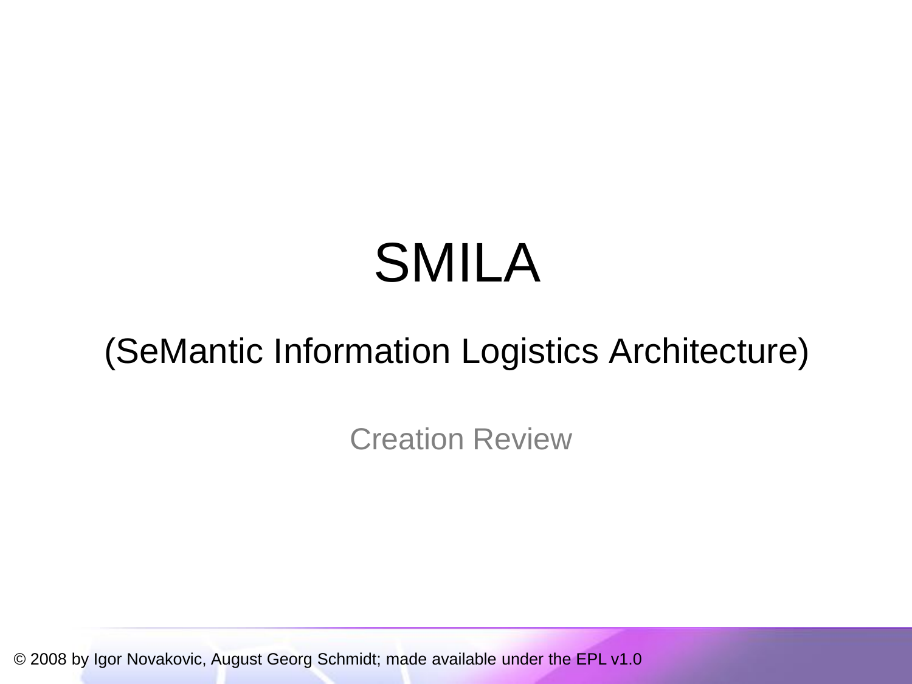# SMILA

## (SeMantic Information Logistics Architecture)

Creation Review

© 2008 by Igor Novakovic, August Georg Schmidt; made available under the EPL v1.0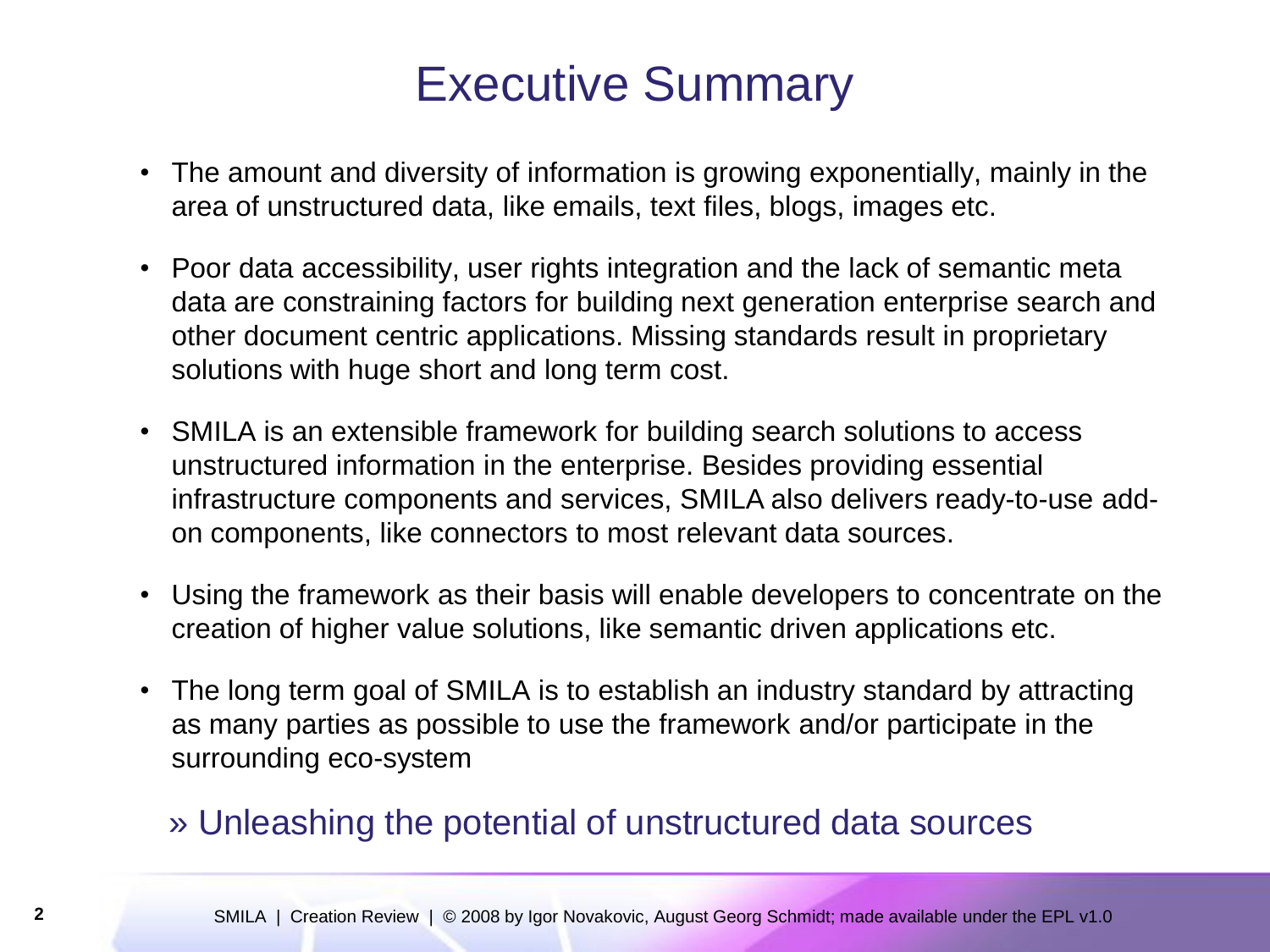# Executive Summary

- The amount and diversity of information is growing exponentially, mainly in the area of unstructured data, like emails, text files, blogs, images etc.
- Poor data accessibility, user rights integration and the lack of semantic meta data are constraining factors for building next generation enterprise search and other document centric applications. Missing standards result in proprietary solutions with huge short and long term cost.
- SMILA is an extensible framework for building search solutions to access unstructured information in the enterprise. Besides providing essential infrastructure components and services, SMILA also delivers ready-to-use add-on components, like connectors to most relevant data sources.
- Using the framework as their basis will enable developers to concentrate on the creation of higher value solutions, like semantic driven applications etc.
- The long term goal of SMILA is to establish an industry standard by attracting as many parties as possible to use the framework and/or participate in the surrounding eco-system

» Unleashing the potential of unstructured data sources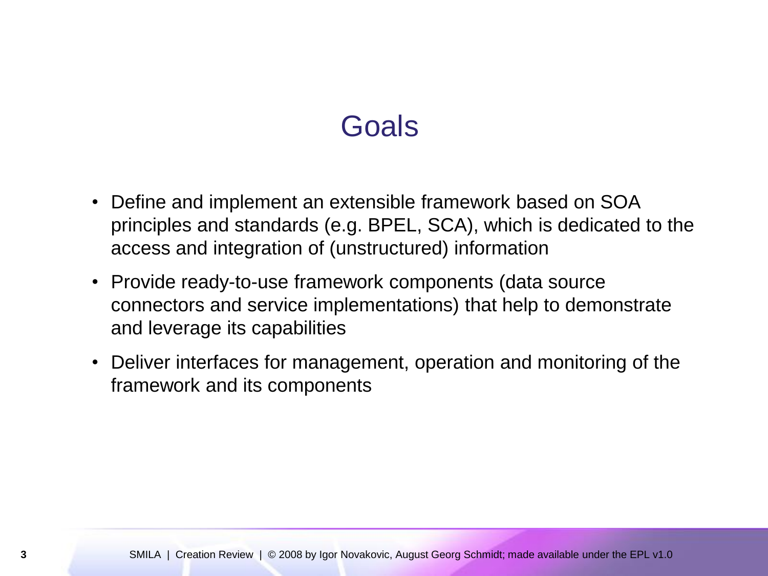# Goals

- Define and implement an extensible framework based on SOA principles and standards (e.g. BPEL, SCA), which is dedicated to the access and integration of (unstructured) information
- Provide ready-to-use framework components (data source connectors and service implementations) that help to demonstrate and leverage its capabilities
- Deliver interfaces for management, operation and monitoring of the framework and its components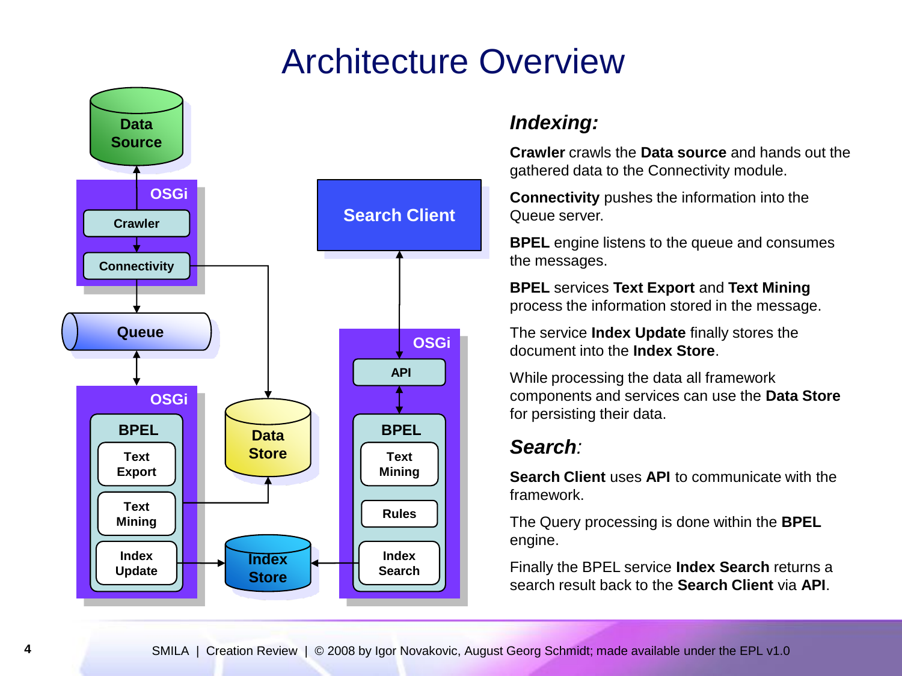# Architecture Overview

Data Source

OSGi

Crawler

Connectivity

Queue

OSGi

BPEL

Text Export

Text Mining

Index Update

Data Store

Index Store

Search Client

OSGi

API

BPEL

Text Mining

Rules

Index Search

## *Indexing:*

**Crawler** crawls the **Data source** and hands out the gathered data to the Connectivity module.

**Connectivity** pushes the information into the Queue server.

**BPEL** engine listens to the queue and consumes the messages.

**BPEL** services **Text Export** and **Text Mining** process the information stored in the message.

The service **Index Update** finally stores the document into the **Index Store**.

While processing the data all framework components and services can use the **Data Store** for persisting their data.

## *Search:*

**Search Client** uses **API** to communicate with the framework.

The Query processing is done within the **BPEL** engine.

Finally the BPEL service **Index Search** returns a search result back to the **Search Client** via **API**.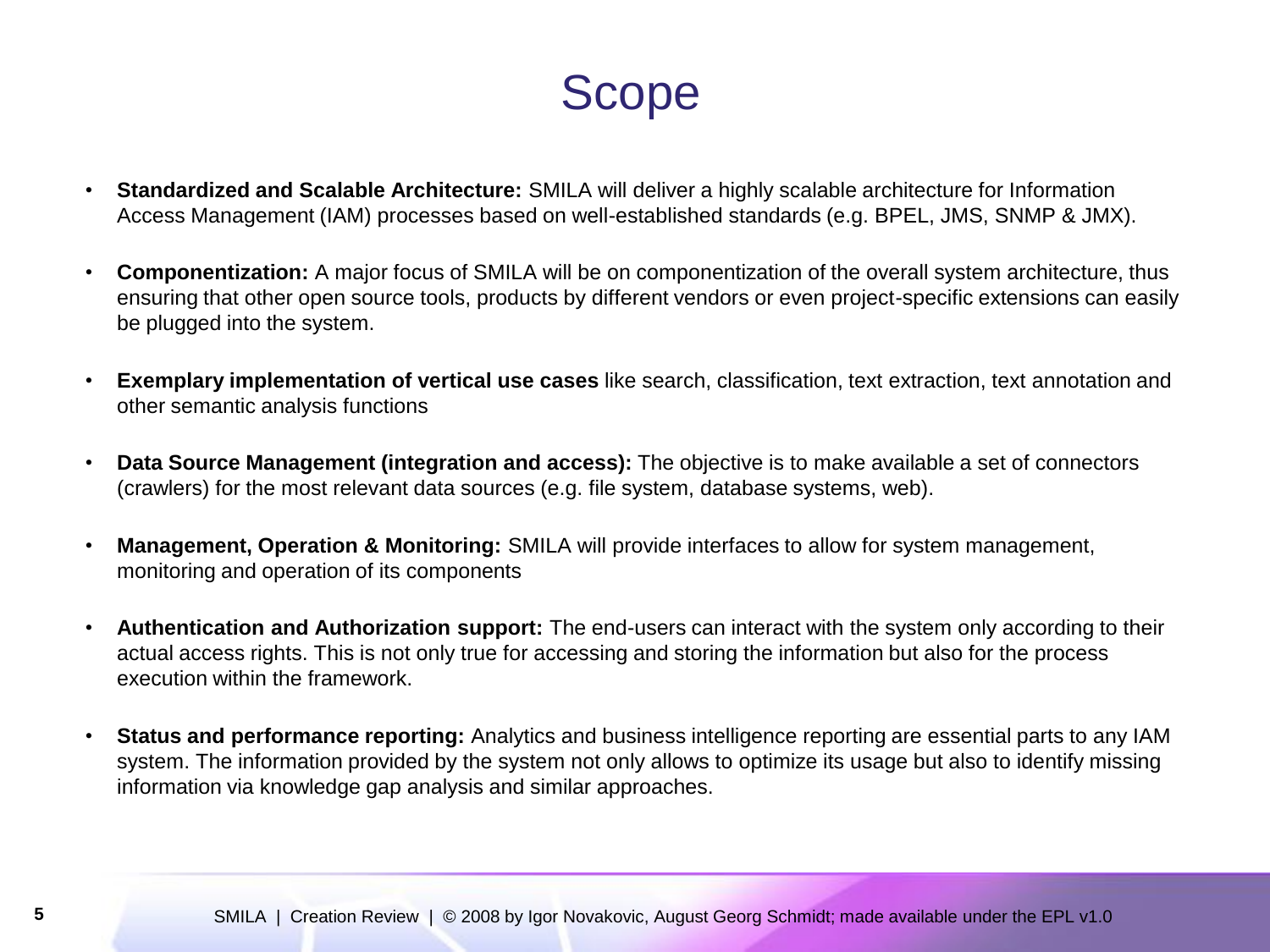# Scope

- **Standardized and Scalable Architecture:** SMILA will deliver a highly scalable architecture for Information Access Management (IAM) processes based on well-established standards (e.g. BPEL, JMS, SNMP & JMX).
- **Componentization:** A major focus of SMILA will be on componentization of the overall system architecture, thus ensuring that other open source tools, products by different vendors or even project-specific extensions can easily be plugged into the system.
- **Exemplary implementation of vertical use cases** like search, classification, text extraction, text annotation and other semantic analysis functions
- **Data Source Management (integration and access):** The objective is to make available a set of connectors (crawlers) for the most relevant data sources (e.g. file system, database systems, web).
- **Management, Operation & Monitoring:** SMILA will provide interfaces to allow for system management, monitoring and operation of its components
- **Authentication and Authorization support:** The end-users can interact with the system only according to their actual access rights. This is not only true for accessing and storing the information but also for the process execution within the framework.
- **Status and performance reporting:** Analytics and business intelligence reporting are essential parts to any IAM system. The information provided by the system not only allows to optimize its usage but also to identify missing information via knowledge gap analysis and similar approaches.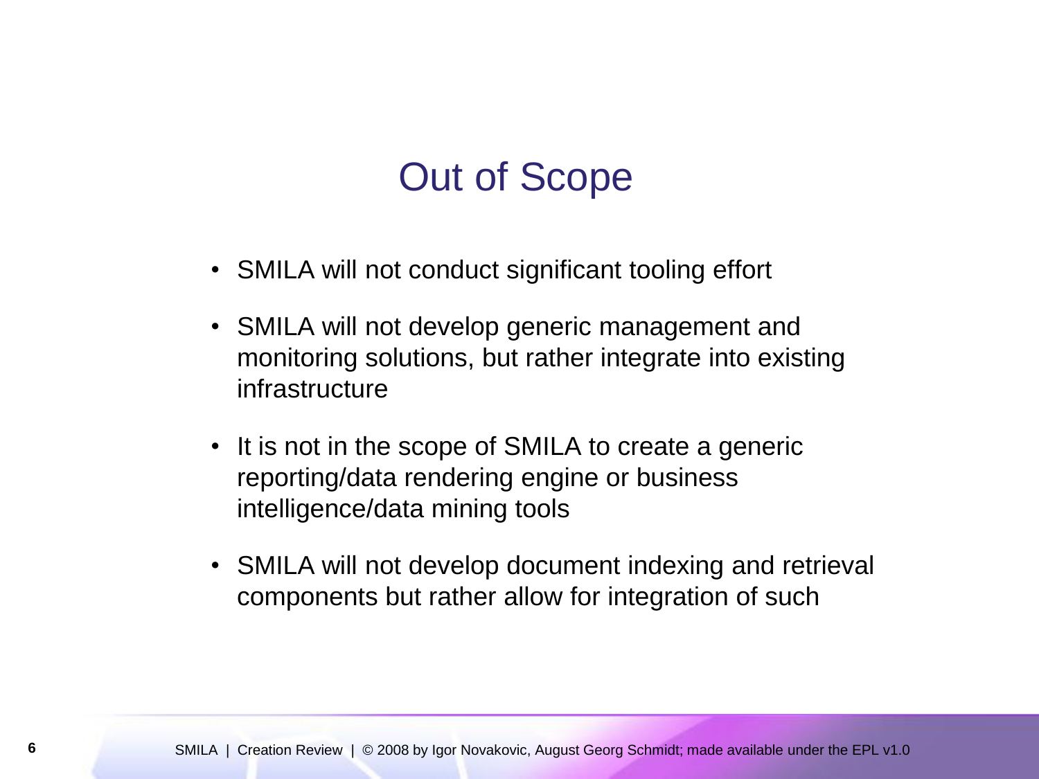# Out of Scope

- SMILA will not conduct significant tooling effort
- SMILA will not develop generic management and monitoring solutions, but rather integrate into existing infrastructure
- It is not in the scope of SMILA to create a generic reporting/data rendering engine or business intelligence/data mining tools
- SMILA will not develop document indexing and retrieval components but rather allow for integration of such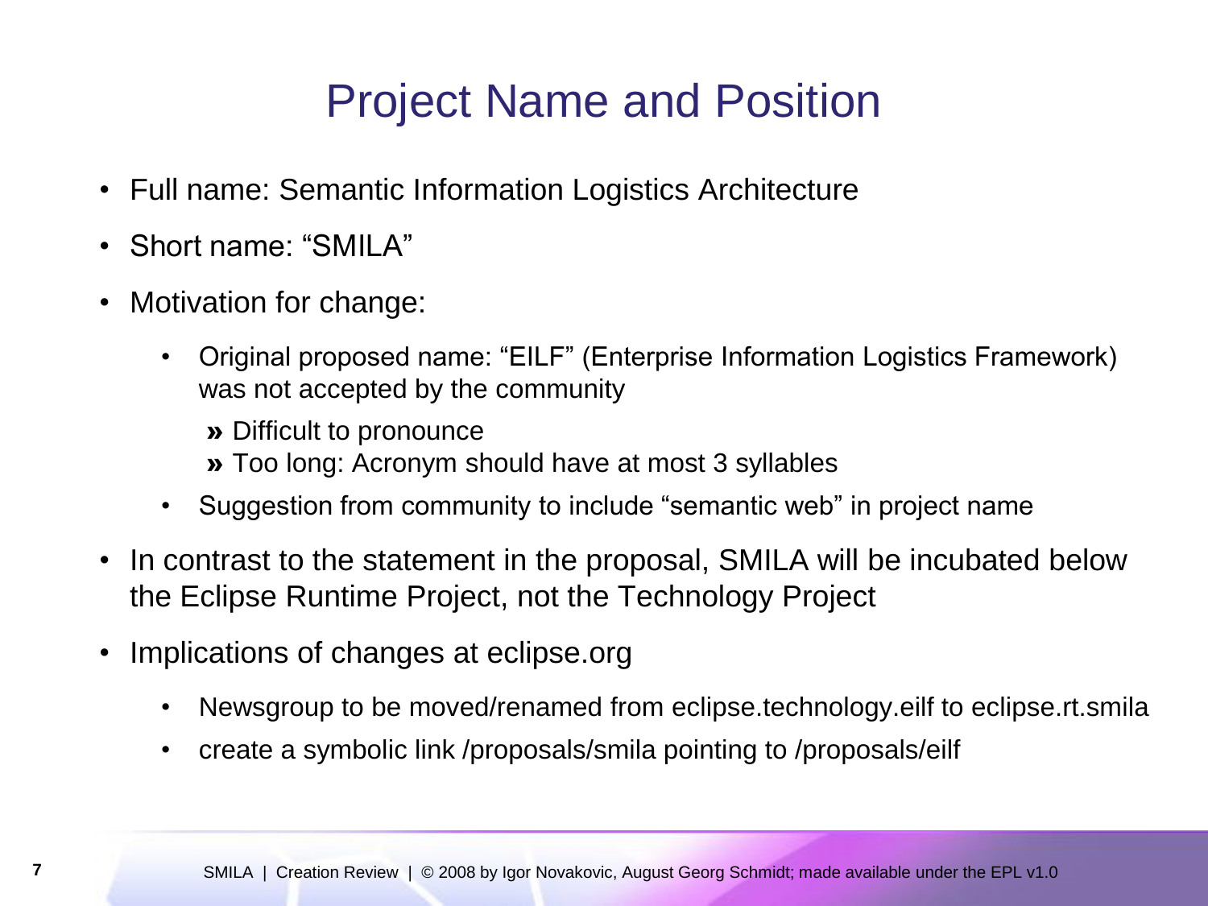# Project Name and Position

- Full name: Semantic Information Logistics Architecture
- Short name: “SMILA”
- Motivation for change:
  - Original proposed name: “EILF” (Enterprise Information Logistics Framework) was not accepted by the community
    - » Difficult to pronounce
    - » Too long: Acronym should have at most 3 syllables
  - Suggestion from community to include “semantic web” in project name
- In contrast to the statement in the proposal, SMILA will be incubated below the Eclipse Runtime Project, not the Technology Project
- Implications of changes at eclipse.org
  - Newsgroup to be moved/renamed from eclipse.technology.eilf to eclipse.rt.smila
  - create a symbolic link /proposals/smila pointing to /proposals/eilf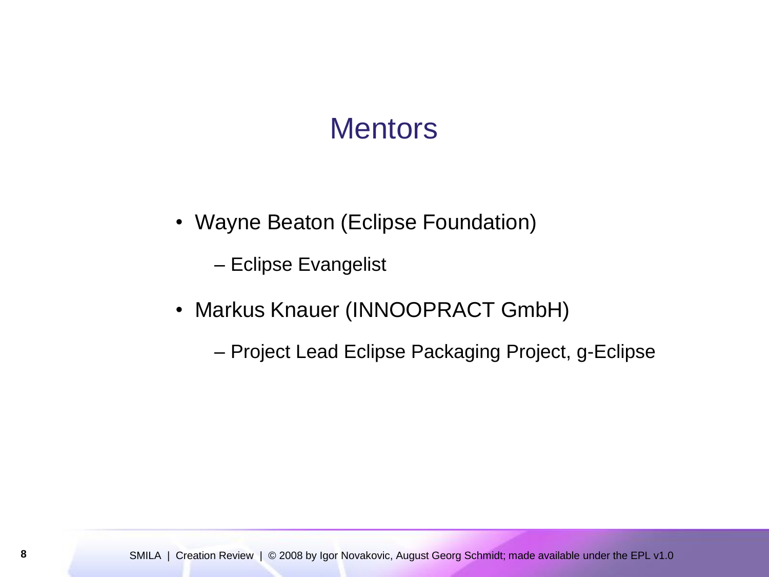# Mentors

- Wayne Beaton (Eclipse Foundation)
  - Eclipse Evangelist
- Markus Knauer (INNOOPRACT GmbH)
  - Project Lead Eclipse Packaging Project, g-Eclipse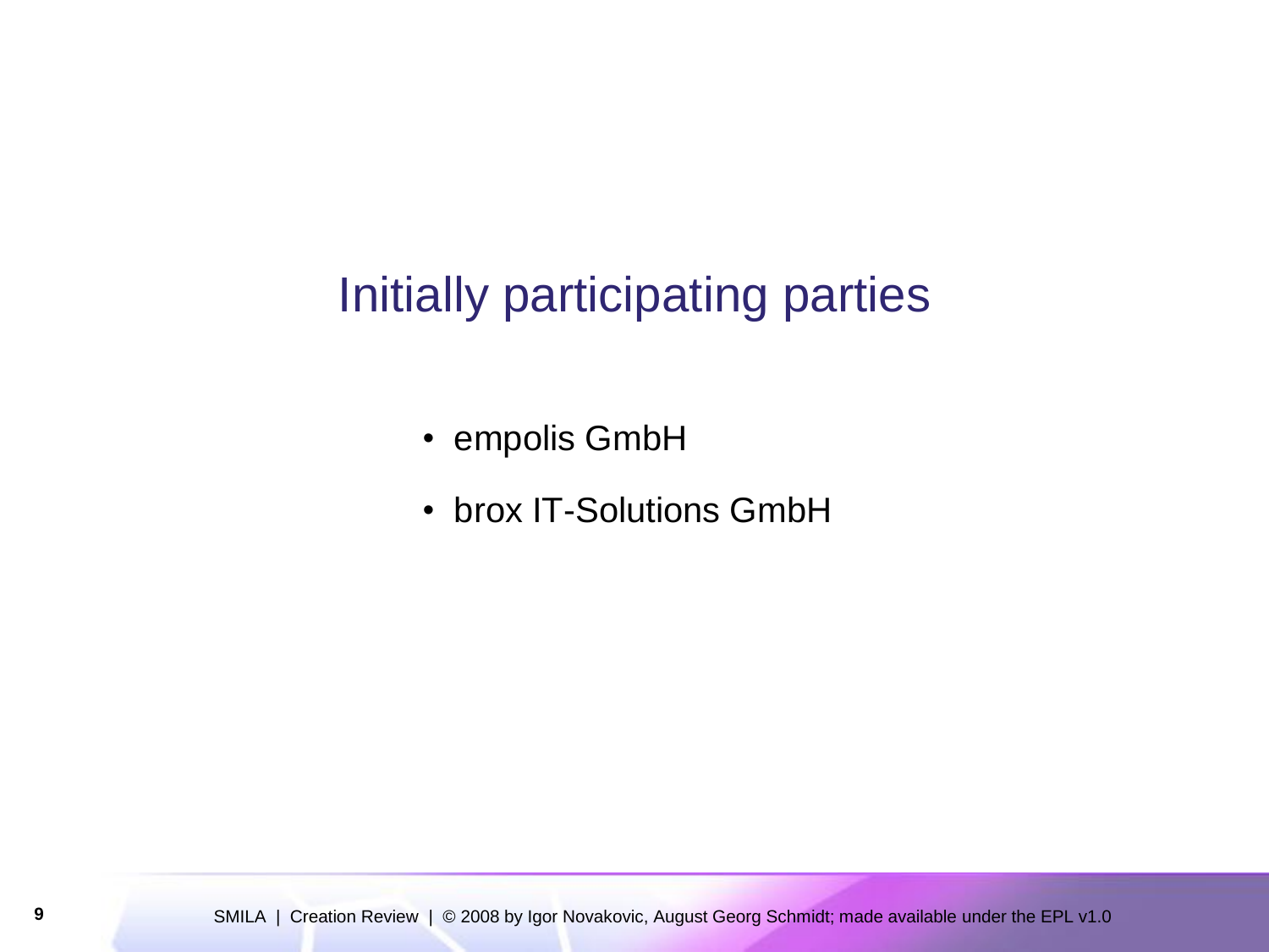# Initially participating parties

- empolis GmbH
- brox IT-Solutions GmbH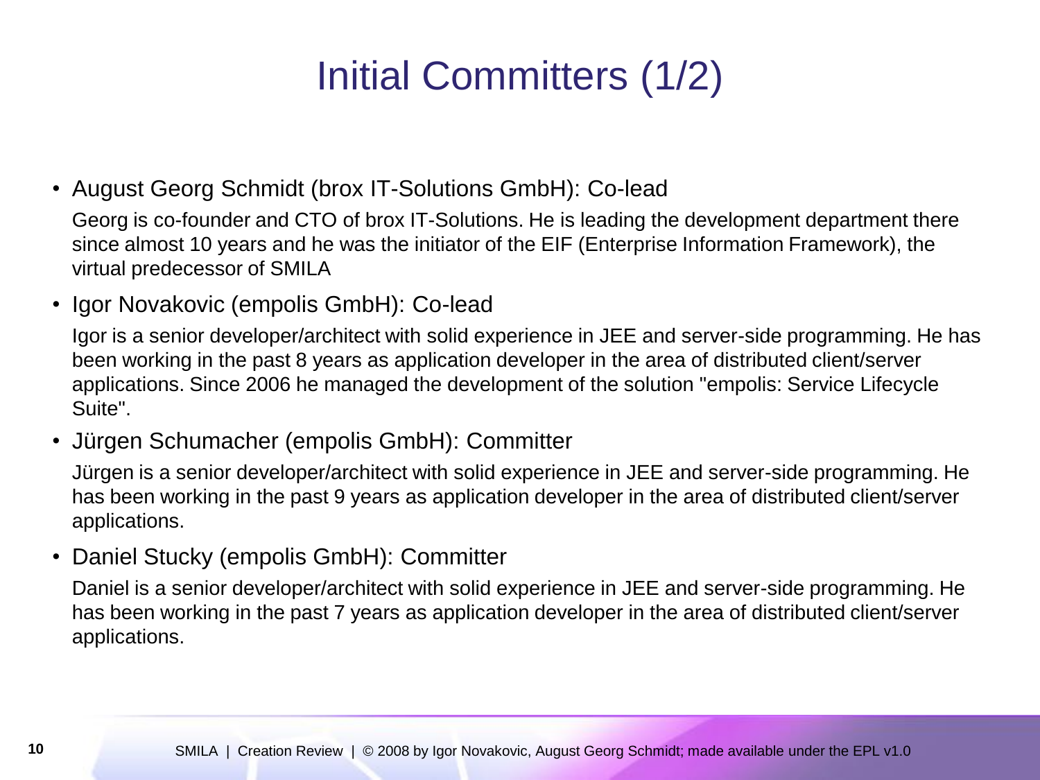# Initial Committers (1/2)

- August Georg Schmidt (brox IT-Solutions GmbH): Co-lead

  Georg is co-founder and CTO of brox IT-Solutions. He is leading the development department there since almost 10 years and he was the initiator of the EIF (Enterprise Information Framework), the virtual predecessor of SMILA

- Igor Novakovic (empolis GmbH): Co-lead

  Igor is a senior developer/architect with solid experience in JEE and server-side programming. He has been working in the past 8 years as application developer in the area of distributed client/server applications. Since 2006 he managed the development of the solution "empolis: Service Lifecycle Suite".

- Jürgen Schumacher (empolis GmbH): Committer

  Jürgen is a senior developer/architect with solid experience in JEE and server-side programming. He has been working in the past 9 years as application developer in the area of distributed client/server applications.

- Daniel Stucky (empolis GmbH): Committer

  Daniel is a senior developer/architect with solid experience in JEE and server-side programming. He has been working in the past 7 years as application developer in the area of distributed client/server applications.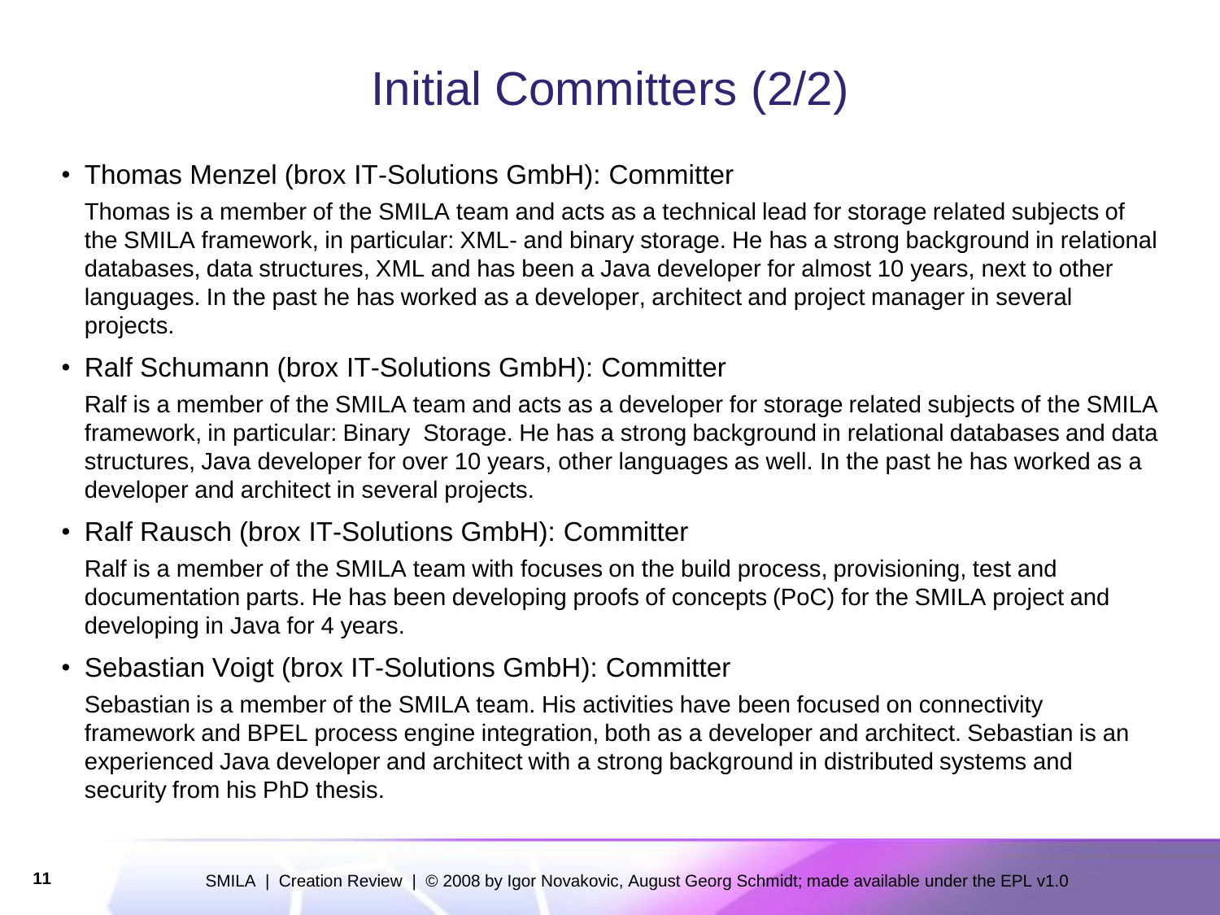# Initial Committers (2/2)

- Thomas Menzel (brox IT-Solutions GmbH): Committer

  Thomas is a member of the SMILA team and acts as a technical lead for storage related subjects of the SMILA framework, in particular: XML- and binary storage. He has a strong background in relational databases, data structures, XML and has been a Java developer for almost 10 years, next to other languages. In the past he has worked as a developer, architect and project manager in several projects.

- Ralf Schumann (brox IT-Solutions GmbH): Committer

  Ralf is a member of the SMILA team and acts as a developer for storage related subjects of the SMILA framework, in particular: Binary Storage. He has a strong background in relational databases and data structures, Java developer for over 10 years, other languages as well. In the past he has worked as a developer and architect in several projects.

- Ralf Rausch (brox IT-Solutions GmbH): Committer

  Ralf is a member of the SMILA team with focuses on the build process, provisioning, test and documentation parts. He has been developing proofs of concepts (PoC) for the SMILA project and developing in Java for 4 years.

- Sebastian Voigt (brox IT-Solutions GmbH): Committer

  Sebastian is a member of the SMILA team. His activities have been focused on connectivity framework and BPEL process engine integration, both as a developer and architect. Sebastian is an experienced Java developer and architect with a strong background in distributed systems and security from his PhD thesis.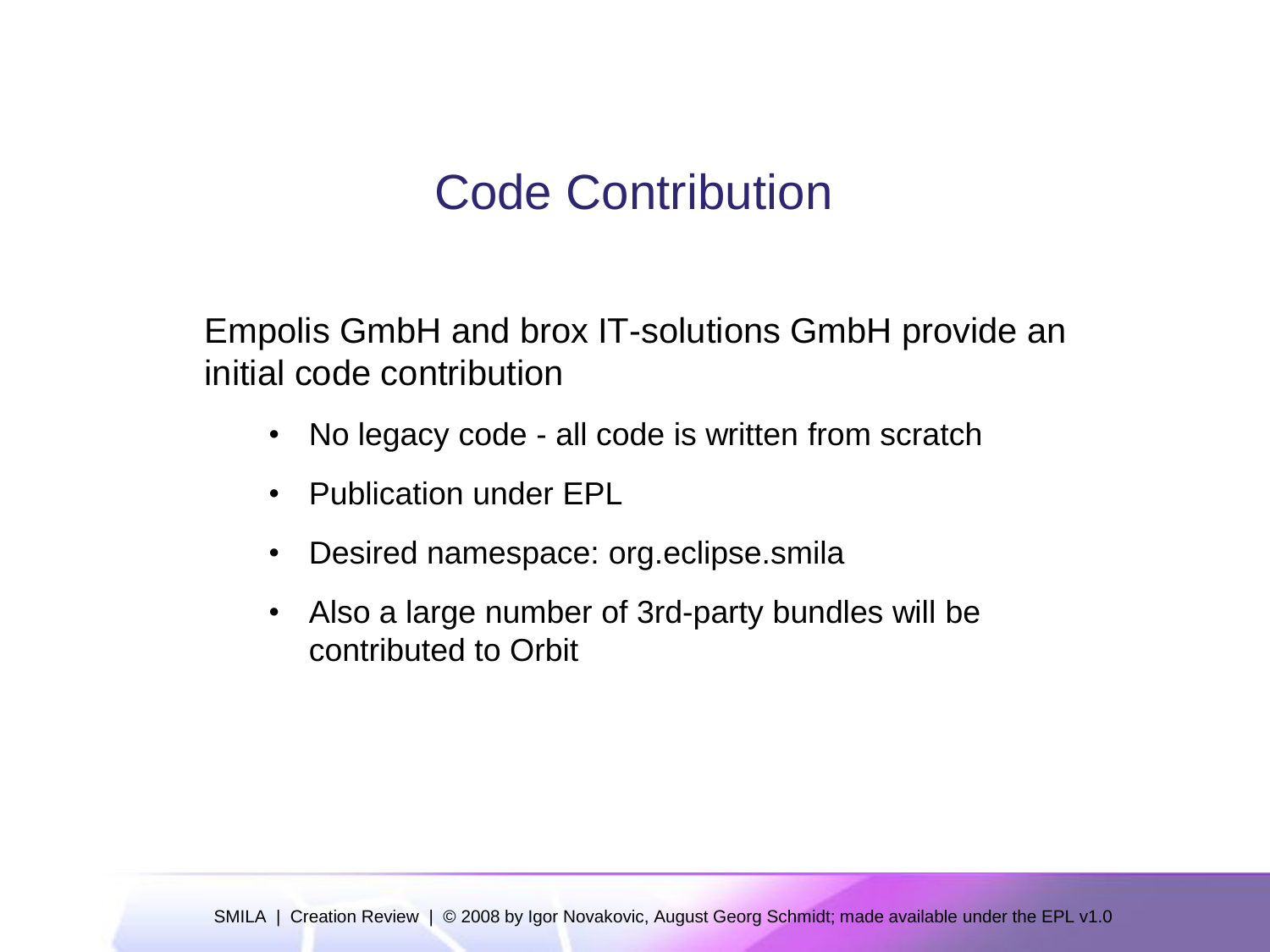# Code Contribution

Empolis GmbH and brox IT-solutions GmbH provide an initial code contribution

- No legacy code - all code is written from scratch
- Publication under EPL
- Desired namespace: org.eclipse.smila
- Also a large number of 3rd-party bundles will be contributed to Orbit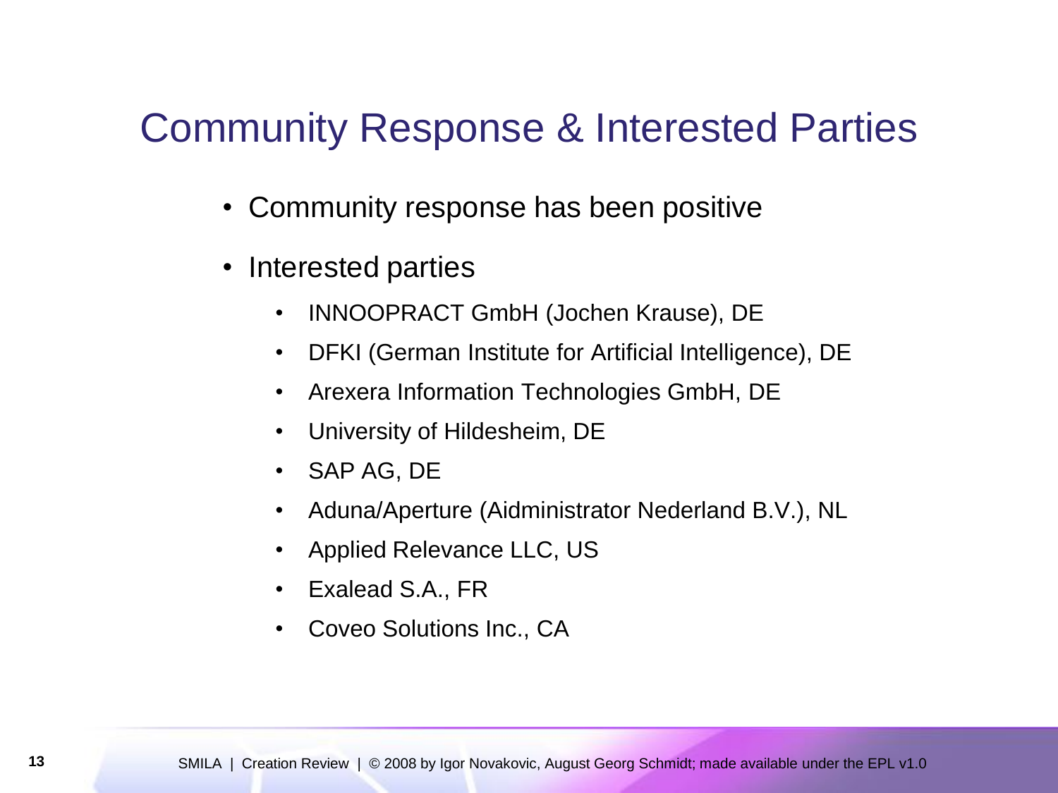# Community Response & Interested Parties

- Community response has been positive
- Interested parties
  - INNOOPRACT GmbH (Jochen Krause), DE
  - DFKI (German Institute for Artificial Intelligence), DE
  - Arexera Information Technologies GmbH, DE
  - University of Hildesheim, DE
  - SAP AG, DE
  - Aduna/Aperture (Aidministrator Nederland B.V.), NL
  - Applied Relevance LLC, US
  - Exalead S.A., FR
  - Coveo Solutions Inc., CA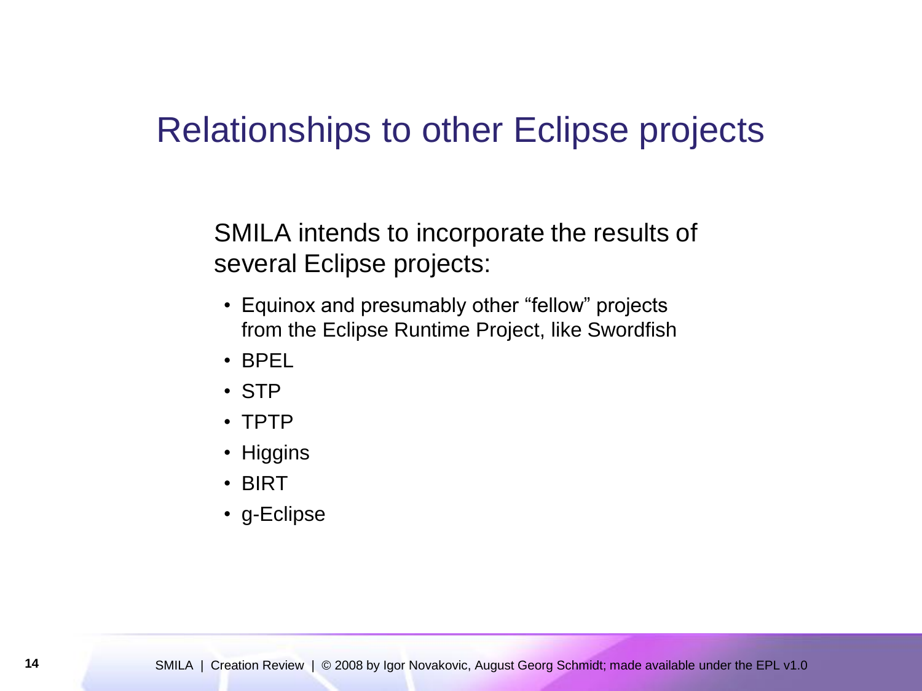# Relationships to other Eclipse projects

SMILA intends to incorporate the results of several Eclipse projects:

- Equinox and presumably other “fellow” projects from the Eclipse Runtime Project, like Swordfish
- BPEL
- STP
- TPTP
- Higgins
- BIRT
- g-Eclipse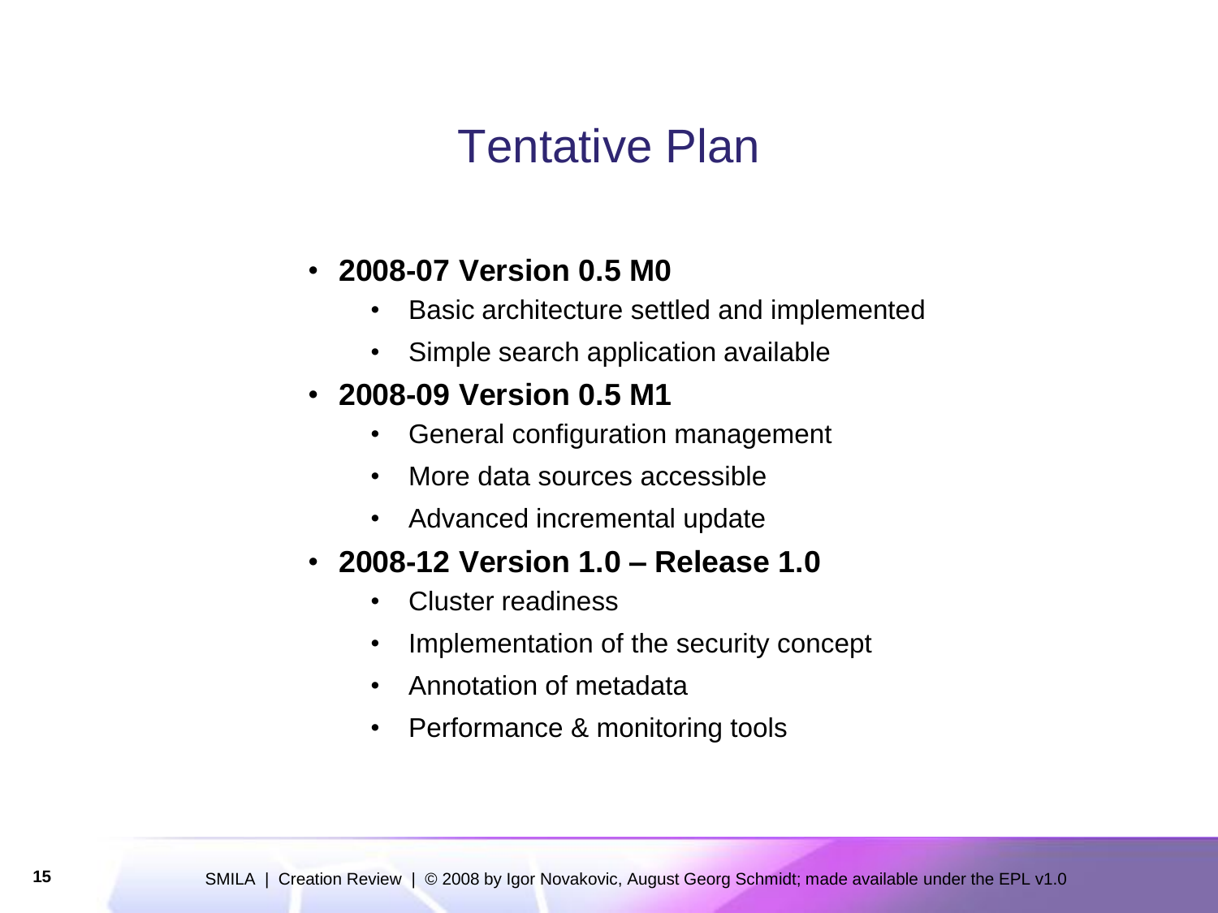# Tentative Plan

- **2008-07 Version 0.5 M0**
  - Basic architecture settled and implemented
  - Simple search application available
- **2008-09 Version 0.5 M1**
  - General configuration management
  - More data sources accessible
  - Advanced incremental update
- **2008-12 Version 1.0 – Release 1.0**
  - Cluster readiness
  - Implementation of the security concept
  - Annotation of metadata
  - Performance & monitoring tools